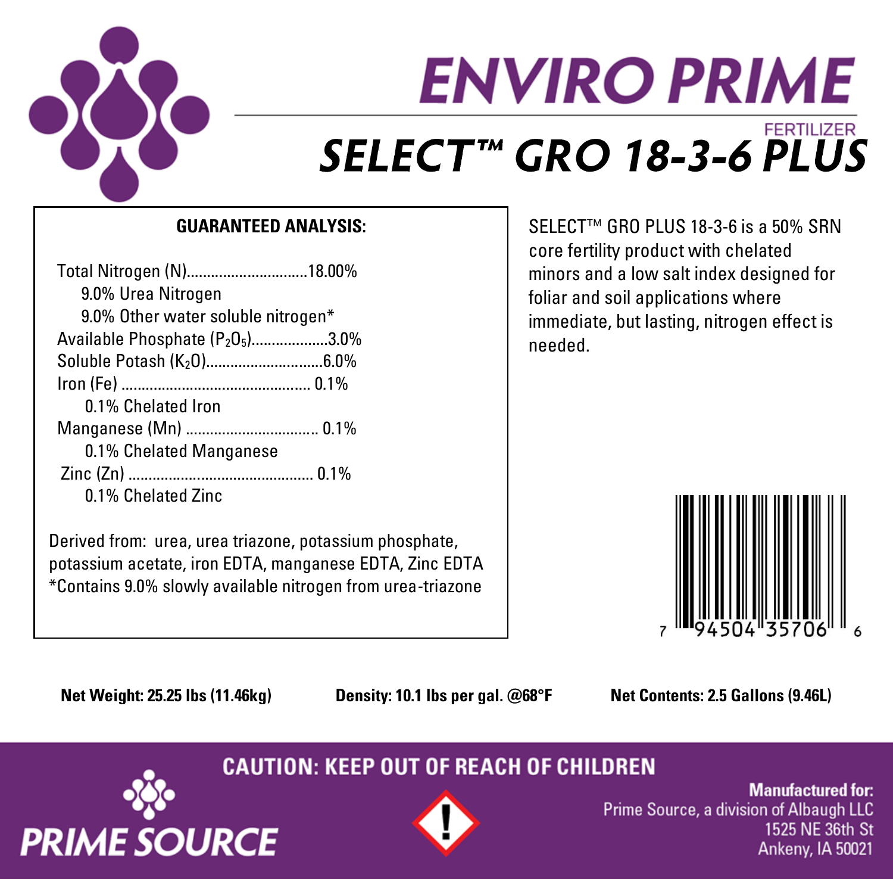# ENVIRO PRIME

FERTILIZER

## SELECT™ GRO 18-3-6 PLUS

**GUARANTEED ANALYSIS:**

Total Nitrogen (N)..............................18.00%
- 9.0% Urea Nitrogen
- 9.0% Other water soluble nitrogen*

Available Phosphate ($P_2O_5$)...................3.0%
Soluble Potash ($K_2O$).............................6.0%
Iron (Fe) ............................................... 0.1%
- 0.1% Chelated Iron

Manganese (Mn) ................................. 0.1%
- 0.1% Chelated Manganese

Zinc (Zn) .............................................. 0.1%
- 0.1% Chelated Zinc

Derived from: urea, urea triazone, potassium phosphate, potassium acetate, iron EDTA, manganese EDTA, Zinc EDTA
*Contains 9.0% slowly available nitrogen from urea-triazone

SELECT™ GRO PLUS 18-3-6 is a 50% SRN core fertility product with chelated minors and a low salt index designed for foliar and soil applications where immediate, but lasting, nitrogen effect is needed.

7 94504 35706 6

**Net Weight: 25.25 lbs (11.46kg)** **Density: 10.1 lbs per gal. @68°F** **Net Contents: 2.5 Gallons (9.46L)**

**CAUTION: KEEP OUT OF REACH OF CHILDREN**

PRIME SOURCE

**Manufactured for:**
Prime Source, a division of Albaugh LLC
1525 NE 36th St
Ankeny, IA 50021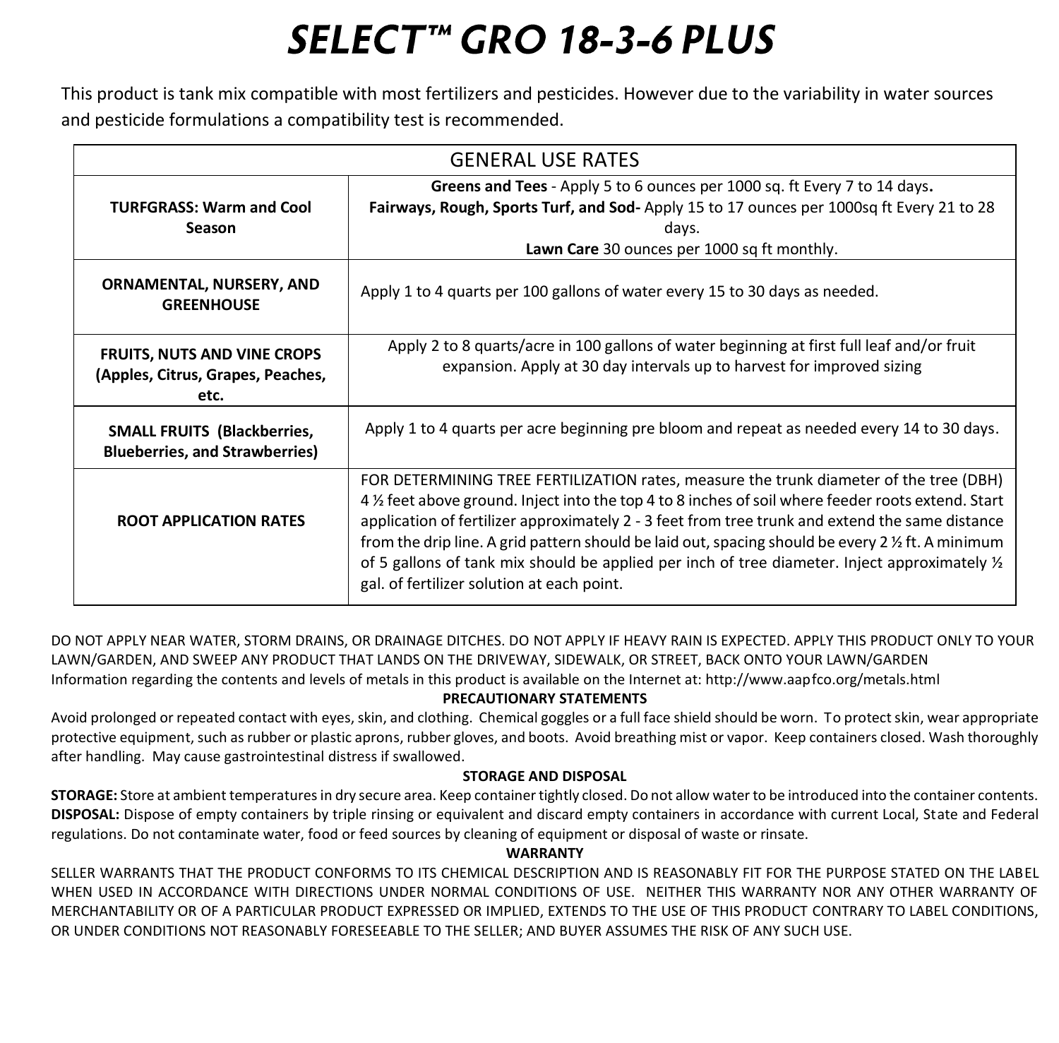# SELECT™ GRO 18-3-6 PLUS

This product is tank mix compatible with most fertilizers and pesticides. However due to the variability in water sources and pesticide formulations a compatibility test is recommended.

| GENERAL USE RATES | |
|---|---|
| **TURFGRASS: Warm and Cool Season** | **Greens and Tees** - Apply 5 to 6 ounces per 1000 sq. ft Every 7 to 14 days**.** **Fairways, Rough, Sports Turf, and Sod-** Apply 15 to 17 ounces per 1000sq ft Every 21 to 28 days. **Lawn Care** 30 ounces per 1000 sq ft monthly. |
| **ORNAMENTAL, NURSERY, AND GREENHOUSE** | Apply 1 to 4 quarts per 100 gallons of water every 15 to 30 days as needed. |
| **FRUITS, NUTS AND VINE CROPS (Apples, Citrus, Grapes, Peaches, etc.** | Apply 2 to 8 quarts/acre in 100 gallons of water beginning at first full leaf and/or fruit expansion. Apply at 30 day intervals up to harvest for improved sizing |
| **SMALL FRUITS (Blackberries, Blueberries, and Strawberries)** | Apply 1 to 4 quarts per acre beginning pre bloom and repeat as needed every 14 to 30 days. |
| **ROOT APPLICATION RATES** | FOR DETERMINING TREE FERTILIZATION rates, measure the trunk diameter of the tree (DBH) 4 ½ feet above ground. Inject into the top 4 to 8 inches of soil where feeder roots extend. Start application of fertilizer approximately 2 - 3 feet from tree trunk and extend the same distance from the drip line. A grid pattern should be laid out, spacing should be every 2 ½ ft. A minimum of 5 gallons of tank mix should be applied per inch of tree diameter. Inject approximately ½ gal. of fertilizer solution at each point. |

DO NOT APPLY NEAR WATER, STORM DRAINS, OR DRAINAGE DITCHES. DO NOT APPLY IF HEAVY RAIN IS EXPECTED. APPLY THIS PRODUCT ONLY TO YOUR LAWN/GARDEN, AND SWEEP ANY PRODUCT THAT LANDS ON THE DRIVEWAY, SIDEWALK, OR STREET, BACK ONTO YOUR LAWN/GARDEN
Information regarding the contents and levels of metals in this product is available on the Internet at: http://www.aapfco.org/metals.html

**PRECAUTIONARY STATEMENTS**

Avoid prolonged or repeated contact with eyes, skin, and clothing. Chemical goggles or a full face shield should be worn. To protect skin, wear appropriate protective equipment, such as rubber or plastic aprons, rubber gloves, and boots. Avoid breathing mist or vapor. Keep containers closed. Wash thoroughly after handling. May cause gastrointestinal distress if swallowed.

**STORAGE AND DISPOSAL**

**STORAGE:** Store at ambient temperatures in dry secure area. Keep container tightly closed. Do not allow water to be introduced into the container contents.
**DISPOSAL:** Dispose of empty containers by triple rinsing or equivalent and discard empty containers in accordance with current Local, State and Federal regulations. Do not contaminate water, food or feed sources by cleaning of equipment or disposal of waste or rinsate.

**WARRANTY**

SELLER WARRANTS THAT THE PRODUCT CONFORMS TO ITS CHEMICAL DESCRIPTION AND IS REASONABLY FIT FOR THE PURPOSE STATED ON THE LABEL WHEN USED IN ACCORDANCE WITH DIRECTIONS UNDER NORMAL CONDITIONS OF USE. NEITHER THIS WARRANTY NOR ANY OTHER WARRANTY OF MERCHANTABILITY OR OF A PARTICULAR PRODUCT EXPRESSED OR IMPLIED, EXTENDS TO THE USE OF THIS PRODUCT CONTRARY TO LABEL CONDITIONS, OR UNDER CONDITIONS NOT REASONABLY FORESEEABLE TO THE SELLER; AND BUYER ASSUMES THE RISK OF ANY SUCH USE.